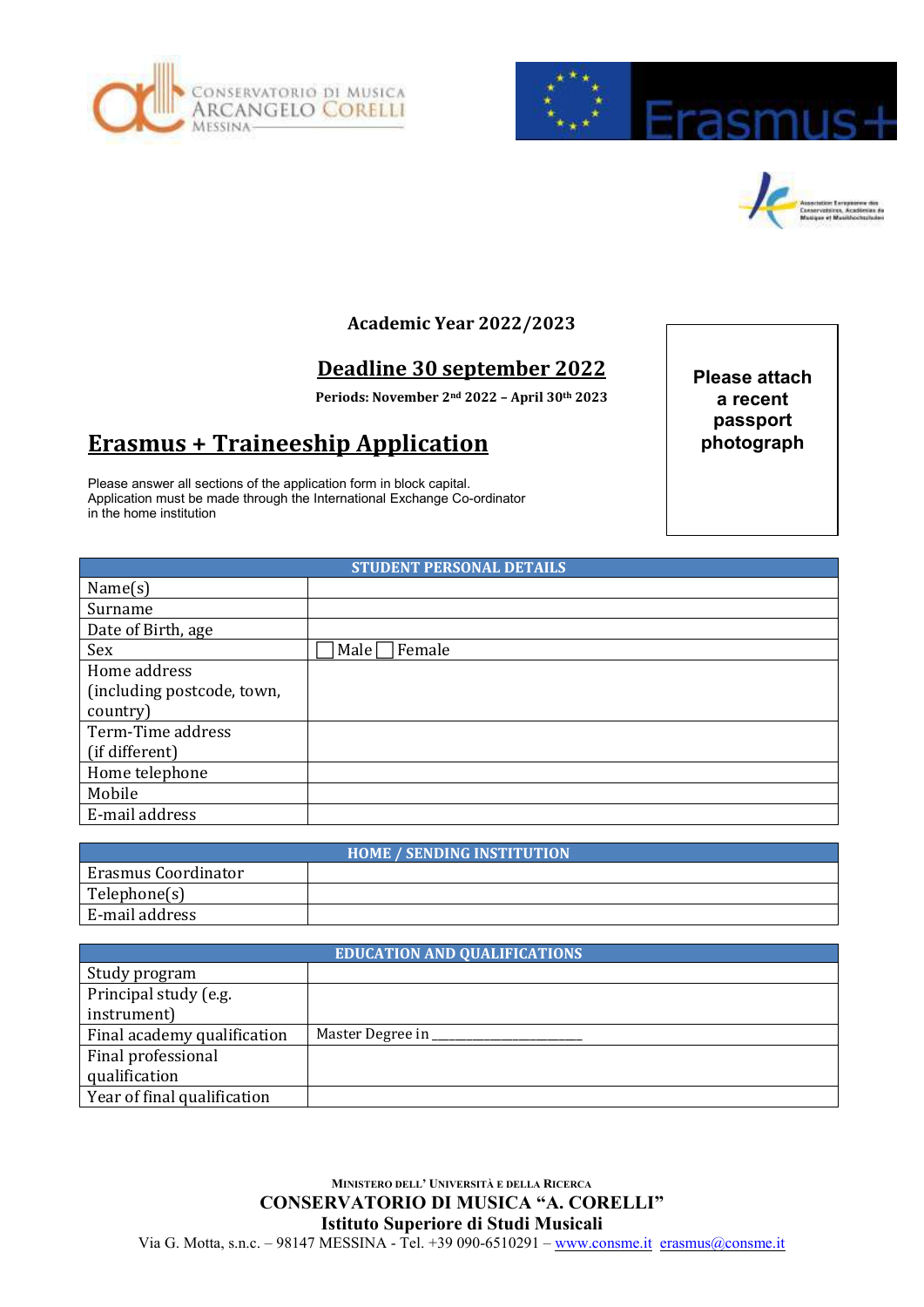CONSERVATORIO DI MUSICA ARCANGELO CORELLI MESSINA

Erasmus+

**Academic Year 2022/2023**

**Deadline 30 september 2022**

**Periods: November 2nd 2022 – April 30th 2023**

**Please attach a recent passport photograph**

# Erasmus + Traineeship Application

Please answer all sections of the application form in block capital.
Application must be made through the International Exchange Co-ordinator in the home institution

| STUDENT PERSONAL DETAILS | |
|---|---|
| Name(s) | |
| Surname | |
| Date of Birth, age | |
| Sex | ☐ Male ☐ Female |
| Home address (including postcode, town, country) | |
| Term-Time address (if different) | |
| Home telephone | |
| Mobile | |
| E-mail address | |

| HOME / SENDING INSTITUTION | |
|---|---|
| Erasmus Coordinator | |
| Telephone(s) | |
| E-mail address | |

| EDUCATION AND QUALIFICATIONS | |
|---|---|
| Study program | |
| Principal study (e.g. instrument) | |
| Final academy qualification | Master Degree in ____________________ |
| Final professional qualification | |
| Year of final qualification | |

MINISTERO DELL' UNIVERSITÀ E DELLA RICERCA
**CONSERVATORIO DI MUSICA "A. CORELLI"**
**Istituto Superiore di Studi Musicali**
Via G. Motta, s.n.c. – 98147 MESSINA - Tel. +39 090-6510291 – www.consme.it erasmus@consme.it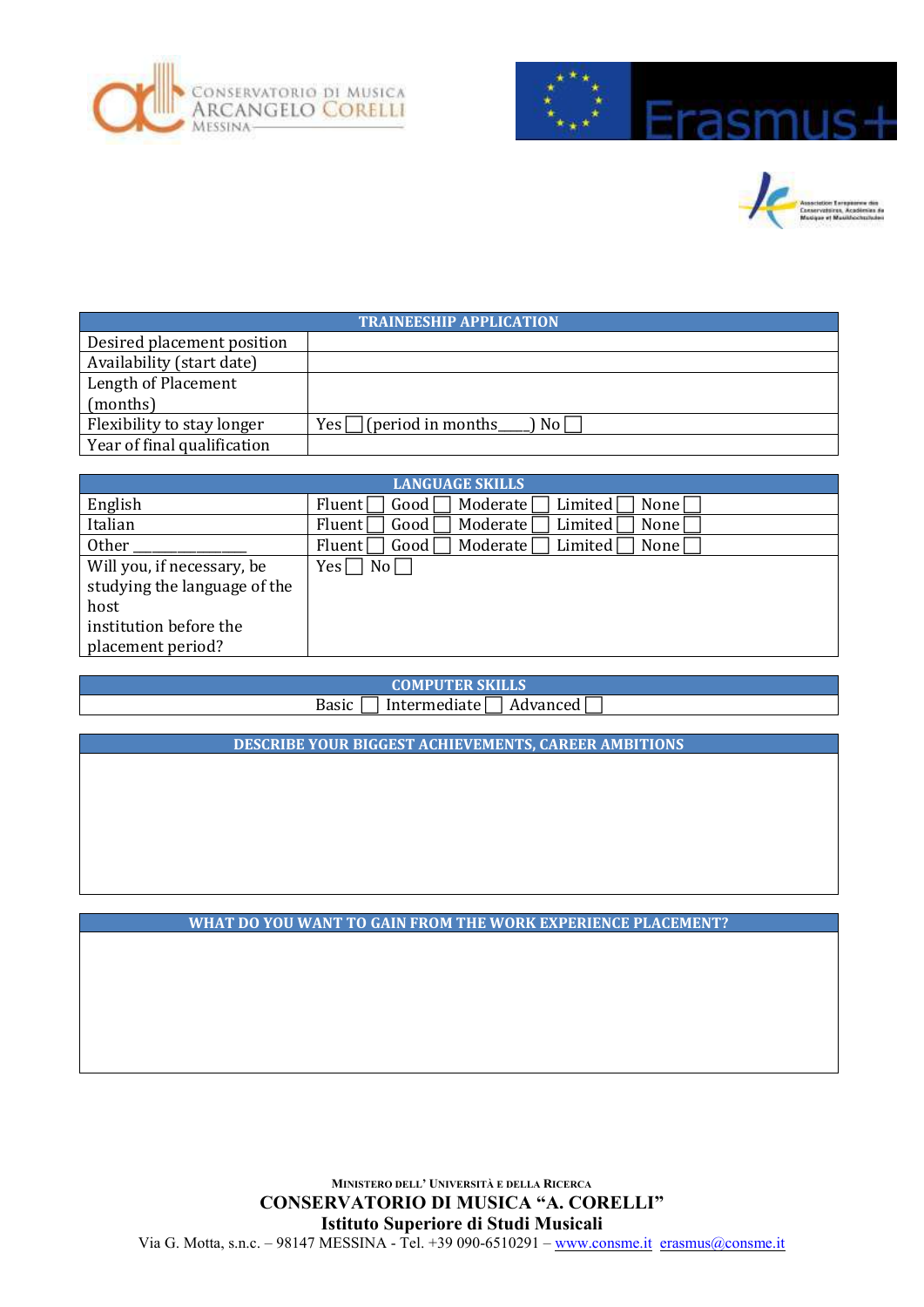| TRAINEESHIP APPLICATION | |
|---|---|
| Desired placement position | |
| Availability (start date) | |
| Length of Placement (months) | |
| Flexibility to stay longer | Yes ☐ (period in months____) No ☐ |
| Year of final qualification | |

| LANGUAGE SKILLS | |
|---|---|
| English | Fluent ☐ Good ☐ Moderate ☐ Limited ☐ None ☐ |
| Italian | Fluent ☐ Good ☐ Moderate ☐ Limited ☐ None ☐ |
| Other ______________ | Fluent ☐ Good ☐ Moderate ☐ Limited ☐ None ☐ |
| Will you, if necessary, be studying the language of the host institution before the placement period? | Yes ☐ No ☐ |

| COMPUTER SKILLS |
|---|
| Basic ☐ Intermediate ☐ Advanced ☐ |

| DESCRIBE YOUR BIGGEST ACHIEVEMENTS, CAREER AMBITIONS |
|---|
| |

| WHAT DO YOU WANT TO GAIN FROM THE WORK EXPERIENCE PLACEMENT? |
|---|
| |

MINISTERO DELL' UNIVERSITÀ E DELLA RICERCA

**CONSERVATORIO DI MUSICA "A. CORELLI"**

**Istituto Superiore di Studi Musicali**

Via G. Motta, s.n.c. – 98147 MESSINA - Tel. +39 090-6510291 – www.consme.it erasmus@consme.it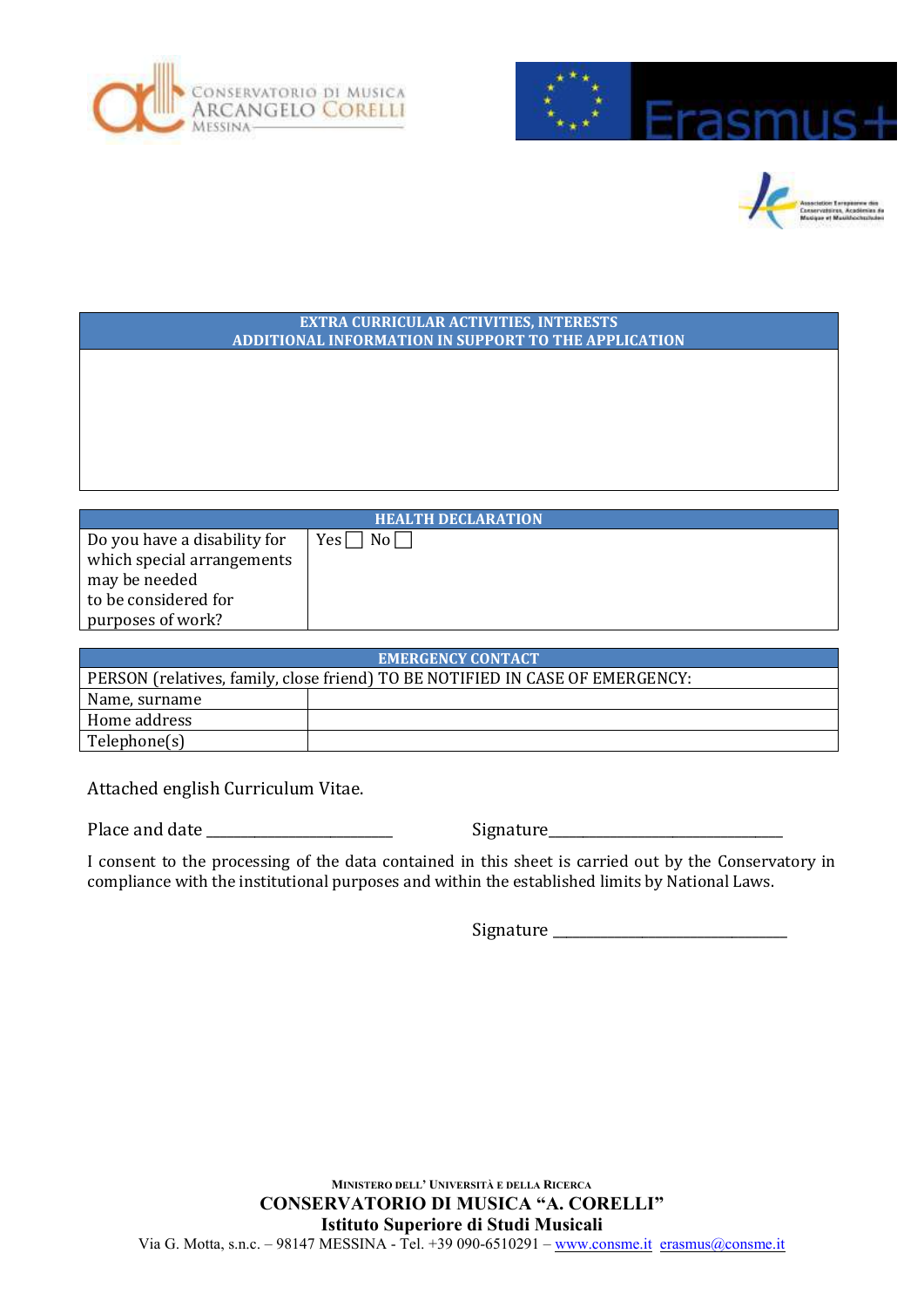| EXTRA CURRICULAR ACTIVITIES, INTERESTS ADDITIONAL INFORMATION IN SUPPORT TO THE APPLICATION |
|---|
| |

| HEALTH DECLARATION | |
|---|---|
| Do you have a disability for which special arrangements may be needed to be considered for purposes of work? | Yes ☐ No ☐ |

| EMERGENCY CONTACT | |
|---|---|
| PERSON (relatives, family, close friend) TO BE NOTIFIED IN CASE OF EMERGENCY: | |
| Name, surname | |
| Home address | |
| Telephone(s) | |

Attached english Curriculum Vitae.

Place and date ________________________ Signature_______________________________

I consent to the processing of the data contained in this sheet is carried out by the Conservatory in compliance with the institutional purposes and within the established limits by National Laws.

Signature _______________________________

MINISTERO DELL' UNIVERSITÀ E DELLA RICERCA
**CONSERVATORIO DI MUSICA "A. CORELLI"**
**Istituto Superiore di Studi Musicali**
Via G. Motta, s.n.c. – 98147 MESSINA - Tel. +39 090-6510291 – www.consme.it erasmus@consme.it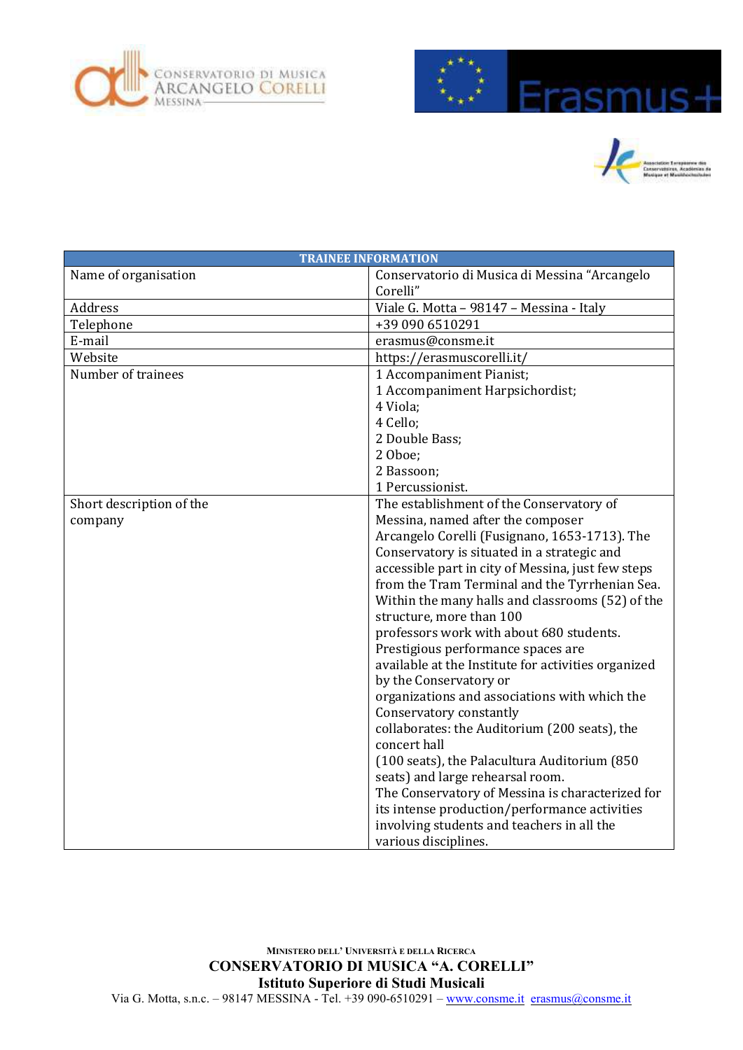| TRAINEE INFORMATION | |
|---|---|
| Name of organisation | Conservatorio di Musica di Messina "Arcangelo Corelli" |
| Address | Viale G. Motta – 98147 – Messina - Italy |
| Telephone | +39 090 6510291 |
| E-mail | erasmus@consme.it |
| Website | https://erasmuscorelli.it/ |
| Number of trainees | 1 Accompaniment Pianist;<br>1 Accompaniment Harpsichordist;<br>4 Viola;<br>4 Cello;<br>2 Double Bass;<br>2 Oboe;<br>2 Bassoon;<br>1 Percussionist. |
| Short description of the company | The establishment of the Conservatory of Messina, named after the composer Arcangelo Corelli (Fusignano, 1653-1713). The Conservatory is situated in a strategic and accessible part in city of Messina, just few steps from the Tram Terminal and the Tyrrhenian Sea. Within the many halls and classrooms (52) of the structure, more than 100 professors work with about 680 students. Prestigious performance spaces are available at the Institute for activities organized by the Conservatory or organizations and associations with which the Conservatory constantly collaborates: the Auditorium (200 seats), the concert hall (100 seats), the Palacultura Auditorium (850 seats) and large rehearsal room.<br>The Conservatory of Messina is characterized for its intense production/performance activities involving students and teachers in all the various disciplines. |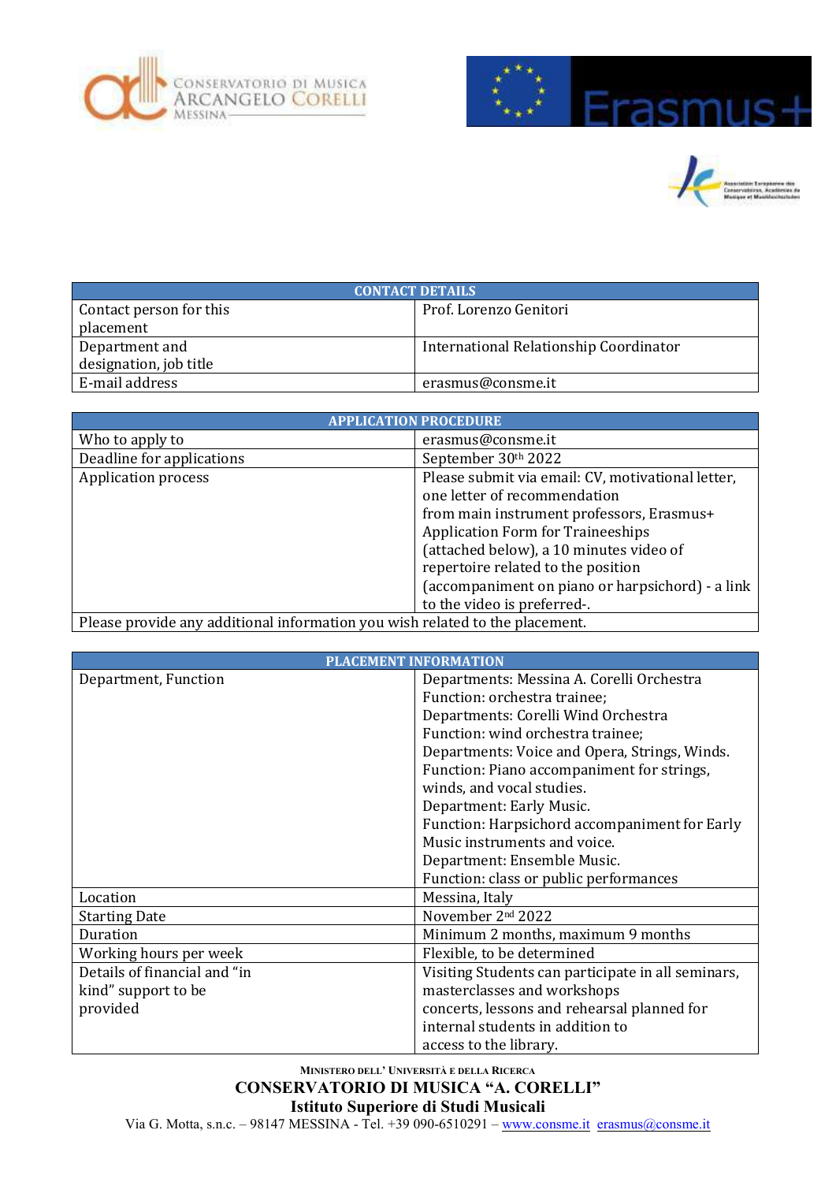| CONTACT DETAILS | |
|---|---|
| Contact person for this placement | Prof. Lorenzo Genitori |
| Department and designation, job title | International Relationship Coordinator |
| E-mail address | erasmus@consme.it |

| APPLICATION PROCEDURE | |
|---|---|
| Who to apply to | erasmus@consme.it |
| Deadline for applications | September 30th 2022 |
| Application process | Please submit via email: CV, motivational letter, one letter of recommendation from main instrument professors, Erasmus+ Application Form for Traineeships (attached below), a 10 minutes video of repertoire related to the position (accompaniment on piano or harpsichord) - a link to the video is preferred-. |
| Please provide any additional information you wish related to the placement. | |

| PLACEMENT INFORMATION | |
|---|---|
| Department, Function | Departments: Messina A. Corelli Orchestra<br>Function: orchestra trainee;<br>Departments: Corelli Wind Orchestra<br>Function: wind orchestra trainee;<br>Departments: Voice and Opera, Strings, Winds.<br>Function: Piano accompaniment for strings, winds, and vocal studies.<br>Department: Early Music.<br>Function: Harpsichord accompaniment for Early Music instruments and voice.<br>Department: Ensemble Music.<br>Function: class or public performances |
| Location | Messina, Italy |
| Starting Date | November 2nd 2022 |
| Duration | Minimum 2 months, maximum 9 months |
| Working hours per week | Flexible, to be determined |
| Details of financial and "in kind" support to be provided | Visiting Students can participate in all seminars, masterclasses and workshops concerts, lessons and rehearsal planned for internal students in addition to access to the library. |

MINISTERO DELL' UNIVERSITÀ E DELLA RICERCA

**CONSERVATORIO DI MUSICA "A. CORELLI"**

**Istituto Superiore di Studi Musicali**

Via G. Motta, s.n.c. – 98147 MESSINA - Tel. +39 090-6510291 – www.consme.it erasmus@consme.it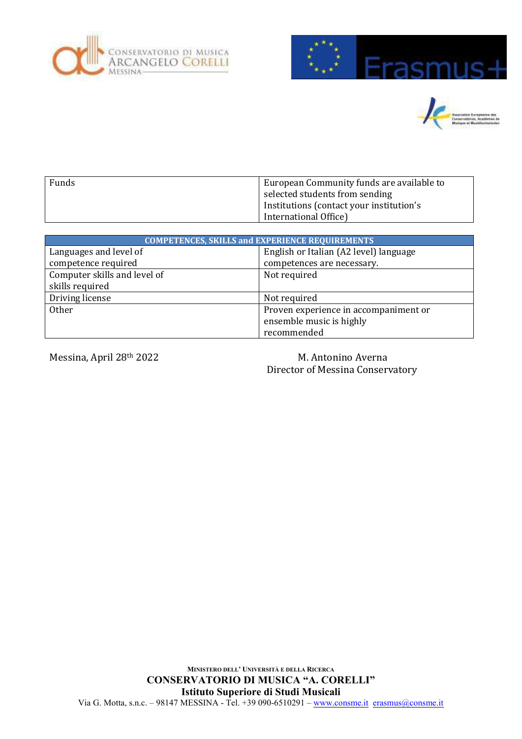| | |
|---|---|
| Funds | European Community funds are available to selected students from sending Institutions (contact your institution's International Office) |

| COMPETENCES, SKILLS and EXPERIENCE REQUIREMENTS | |
|---|---|
| Languages and level of competence required | English or Italian (A2 level) language competences are necessary. |
| Computer skills and level of skills required | Not required |
| Driving license | Not required |
| Other | Proven experience in accompaniment or ensemble music is highly recommended |

Messina, April 28th 2022

M. Antonino Averna
Director of Messina Conservatory

MINISTERO DELL' UNIVERSITÀ E DELLA RICERCA
**CONSERVATORIO DI MUSICA "A. CORELLI"**
**Istituto Superiore di Studi Musicali**
Via G. Motta, s.n.c. – 98147 MESSINA - Tel. +39 090-6510291 – www.consme.it erasmus@consme.it